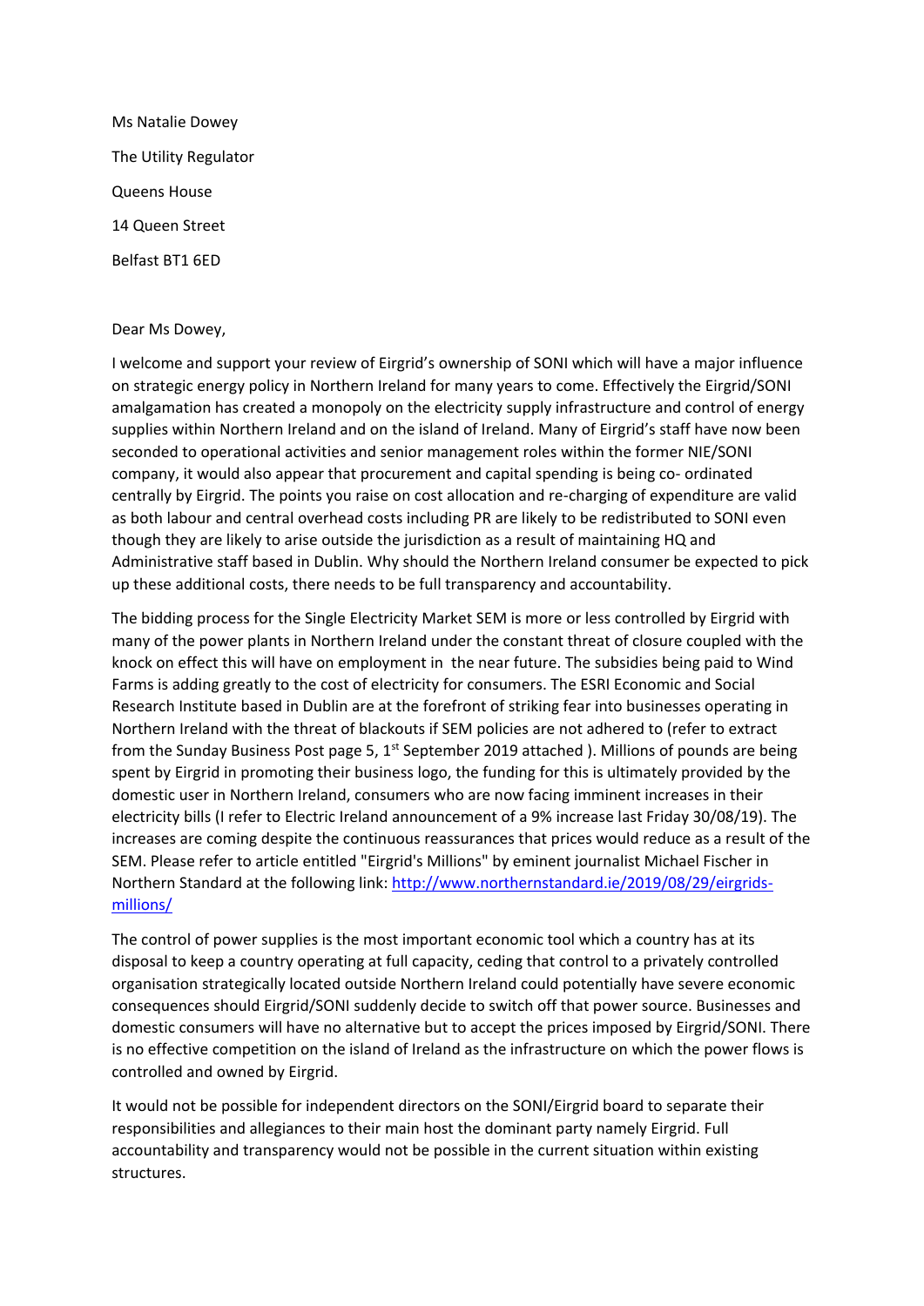Ms Natalie Dowey

The Utility Regulator

Queens House

14 Queen Street

Belfast BT1 6ED

Dear Ms Dowey,

I welcome and support your review of Eirgrid's ownership of SONI which will have a major influence on strategic energy policy in Northern Ireland for many years to come. Effectively the Eirgrid/SONI amalgamation has created a monopoly on the electricity supply infrastructure and control of energy supplies within Northern Ireland and on the island of Ireland. Many of Eirgrid's staff have now been seconded to operational activities and senior management roles within the former NIE/SONI company, it would also appear that procurement and capital spending is being co- ordinated centrally by Eirgrid. The points you raise on cost allocation and re-charging of expenditure are valid as both labour and central overhead costs including PR are likely to be redistributed to SONI even though they are likely to arise outside the jurisdiction as a result of maintaining HQ and Administrative staff based in Dublin. Why should the Northern Ireland consumer be expected to pick up these additional costs, there needs to be full transparency and accountability.

The bidding process for the Single Electricity Market SEM is more or less controlled by Eirgrid with many of the power plants in Northern Ireland under the constant threat of closure coupled with the knock on effect this will have on employment in the near future. The subsidies being paid to Wind Farms is adding greatly to the cost of electricity for consumers. The ESRI Economic and Social Research Institute based in Dublin are at the forefront of striking fear into businesses operating in Northern Ireland with the threat of blackouts if SEM policies are not adhered to (refer to extract from the Sunday Business Post page 5, 1st September 2019 attached ). Millions of pounds are being spent by Eirgrid in promoting their business logo, the funding for this is ultimately provided by the domestic user in Northern Ireland, consumers who are now facing imminent increases in their electricity bills (I refer to Electric Ireland announcement of a 9% increase last Friday 30/08/19). The increases are coming despite the continuous reassurances that prices would reduce as a result of the SEM. Please refer to article entitled "Eirgrid's Millions" by eminent journalist Michael Fischer in Northern Standard at the following link: [http://www.northernstandard.ie/2019/08/29/eirgrids-millions/](http://www.northernstandard.ie/2019/08/29/eirgrids-millions/)

The control of power supplies is the most important economic tool which a country has at its disposal to keep a country operating at full capacity, ceding that control to a privately controlled organisation strategically located outside Northern Ireland could potentially have severe economic consequences should Eirgrid/SONI suddenly decide to switch off that power source. Businesses and domestic consumers will have no alternative but to accept the prices imposed by Eirgrid/SONI. There is no effective competition on the island of Ireland as the infrastructure on which the power flows is controlled and owned by Eirgrid.

It would not be possible for independent directors on the SONI/Eirgrid board to separate their responsibilities and allegiances to their main host the dominant party namely Eirgrid. Full accountability and transparency would not be possible in the current situation within existing structures.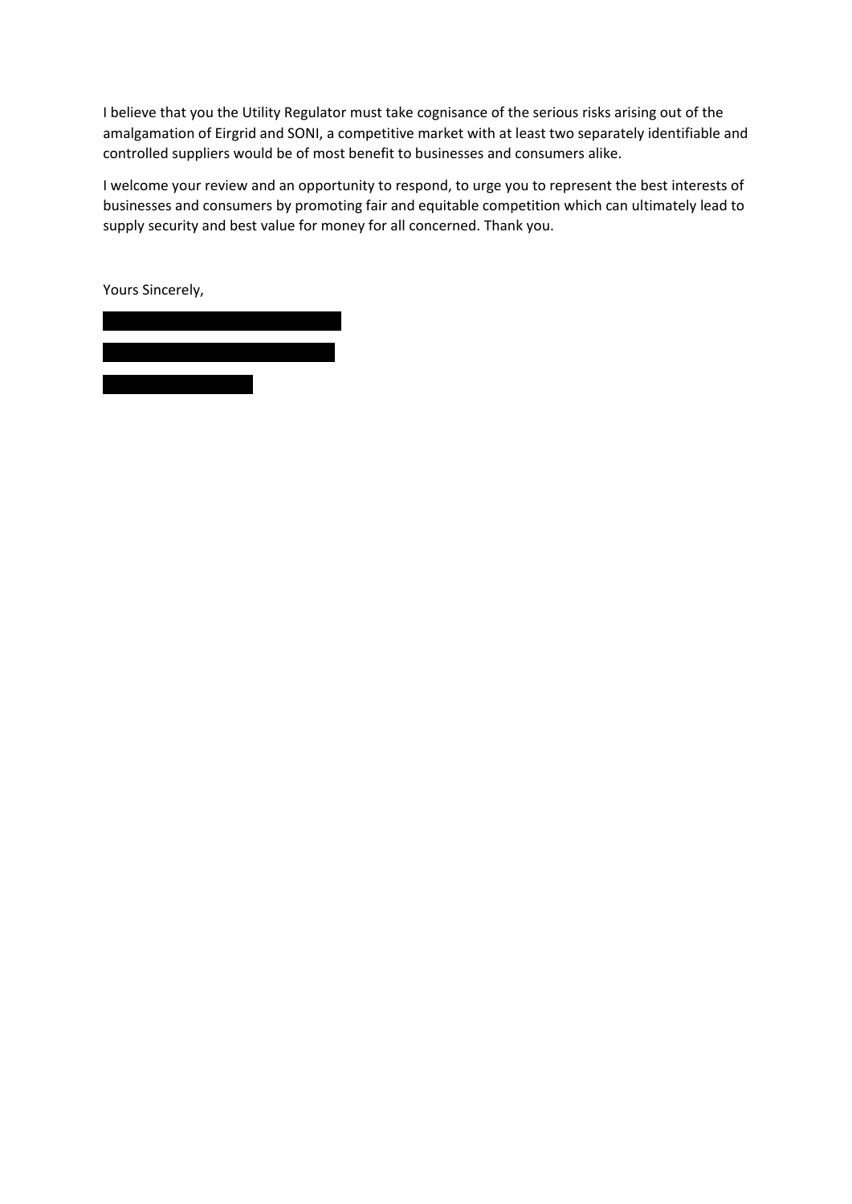I believe that you the Utility Regulator must take cognisance of the serious risks arising out of the amalgamation of Eirgrid and SONI, a competitive market with at least two separately identifiable and controlled suppliers would be of most benefit to businesses and consumers alike.

I welcome your review and an opportunity to respond, to urge you to represent the best interests of businesses and consumers by promoting fair and equitable competition which can ultimately lead to supply security and best value for money for all concerned. Thank you.

Yours Sincerely,